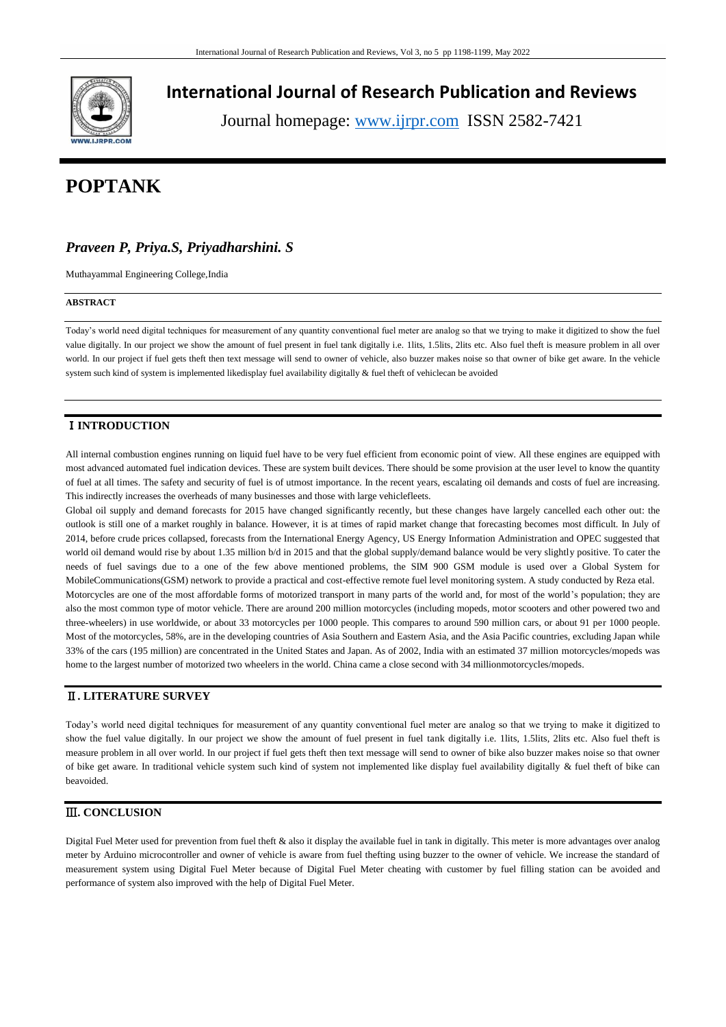# International Journal of Research Publication and Reviews

Journal homepage: www.ijrpr.com ISSN 2582-7421

# POPTANK

## *Praveen P, Priya.S, Priyadharshini. S*

Muthayammal Engineering College,India

**ABSTRACT**

Today's world need digital techniques for measurement of any quantity conventional fuel meter are analog so that we trying to make it digitized to show the fuel value digitally. In our project we show the amount of fuel present in fuel tank digitally i.e. 1lits, 1.5lits, 2lits etc. Also fuel theft is measure problem in all over world. In our project if fuel gets theft then text message will send to owner of vehicle, also buzzer makes noise so that owner of bike get aware. In the vehicle system such kind of system is implemented likedisplay fuel availability digitally & fuel theft of vehiclecan be avoided

## Ⅰ INTRODUCTION

All internal combustion engines running on liquid fuel have to be very fuel efficient from economic point of view. All these engines are equipped with most advanced automated fuel indication devices. These are system built devices. There should be some provision at the user level to know the quantity of fuel at all times. The safety and security of fuel is of utmost importance. In the recent years, escalating oil demands and costs of fuel are increasing. This indirectly increases the overheads of many businesses and those with large vehiclefleets.

Global oil supply and demand forecasts for 2015 have changed significantly recently, but these changes have largely cancelled each other out: the outlook is still one of a market roughly in balance. However, it is at times of rapid market change that forecasting becomes most difficult. In July of 2014, before crude prices collapsed, forecasts from the International Energy Agency, US Energy Information Administration and OPEC suggested that world oil demand would rise by about 1.35 million b/d in 2015 and that the global supply/demand balance would be very slightly positive. To cater the needs of fuel savings due to a one of the few above mentioned problems, the SIM 900 GSM module is used over a Global System for MobileCommunications(GSM) network to provide a practical and cost-effective remote fuel level monitoring system. A study conducted by Reza etal.

Motorcycles are one of the most affordable forms of motorized transport in many parts of the world and, for most of the world's population; they are also the most common type of motor vehicle. There are around 200 million motorcycles (including mopeds, motor scooters and other powered two and three-wheelers) in use worldwide, or about 33 motorcycles per 1000 people. This compares to around 590 million cars, or about 91 per 1000 people. Most of the motorcycles, 58%, are in the developing countries of Asia Southern and Eastern Asia, and the Asia Pacific countries, excluding Japan while 33% of the cars (195 million) are concentrated in the United States and Japan. As of 2002, India with an estimated 37 million motorcycles/mopeds was home to the largest number of motorized two wheelers in the world. China came a close second with 34 millionmotorcycles/mopeds.

## Ⅱ. LITERATURE SURVEY

Today's world need digital techniques for measurement of any quantity conventional fuel meter are analog so that we trying to make it digitized to show the fuel value digitally. In our project we show the amount of fuel present in fuel tank digitally i.e. 1lits, 1.5lits, 2lits etc. Also fuel theft is measure problem in all over world. In our project if fuel gets theft then text message will send to owner of bike also buzzer makes noise so that owner of bike get aware. In traditional vehicle system such kind of system not implemented like display fuel availability digitally & fuel theft of bike can beavoided.

## Ⅲ. CONCLUSION

Digital Fuel Meter used for prevention from fuel theft & also it display the available fuel in tank in digitally. This meter is more advantages over analog meter by Arduino microcontroller and owner of vehicle is aware from fuel thefting using buzzer to the owner of vehicle. We increase the standard of measurement system using Digital Fuel Meter because of Digital Fuel Meter cheating with customer by fuel filling station can be avoided and performance of system also improved with the help of Digital Fuel Meter.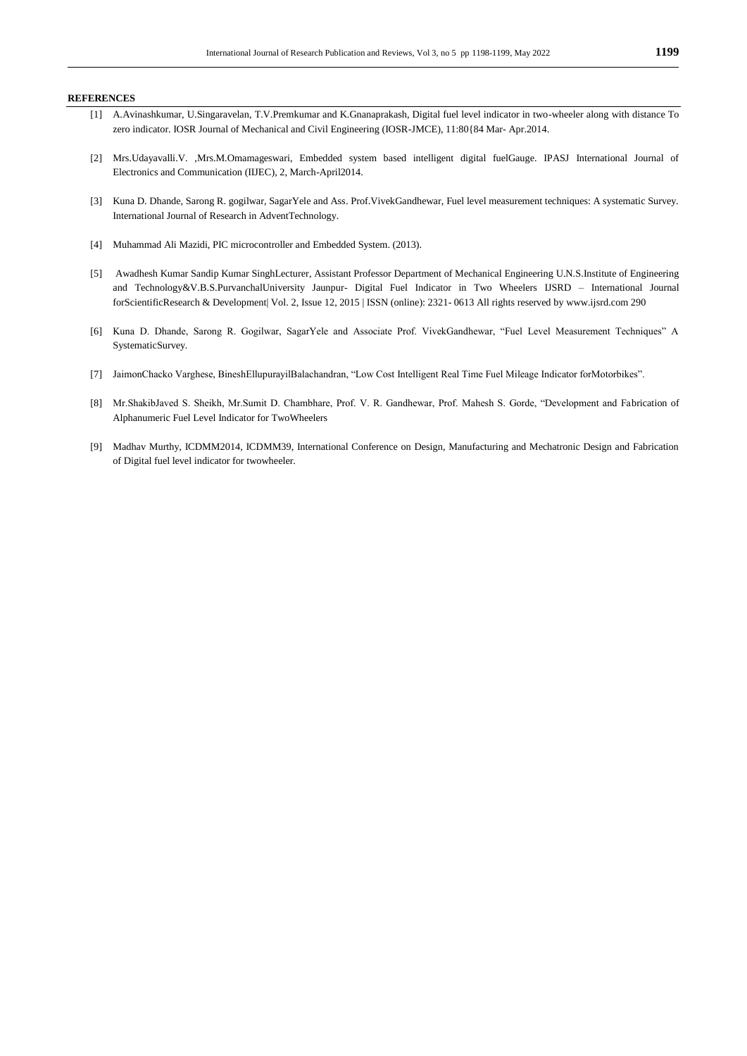**REFERENCES**

[1] A.Avinashkumar, U.Singaravelan, T.V.Premkumar and K.Gnanaprakash, Digital fuel level indicator in two-wheeler along with distance To zero indicator. IOSR Journal of Mechanical and Civil Engineering (IOSR-JMCE), 11:80{84 Mar- Apr.2014.

[2] Mrs.Udayavalli.V. ,Mrs.M.Omamageswari, Embedded system based intelligent digital fuelGauge. IPASJ International Journal of Electronics and Communication (IIJEC), 2, March-April2014.

[3] Kuna D. Dhande, Sarong R. gogilwar, SagarYele and Ass. Prof.VivekGandhewar, Fuel level measurement techniques: A systematic Survey. International Journal of Research in AdventTechnology.

[4] Muhammad Ali Mazidi, PIC microcontroller and Embedded System. (2013).

[5] Awadhesh Kumar Sandip Kumar SinghLecturer, Assistant Professor Department of Mechanical Engineering U.N.S.Institute of Engineering and Technology&V.B.S.PurvanchalUniversity Jaunpur- Digital Fuel Indicator in Two Wheelers IJSRD – International Journal forScientificResearch & Development| Vol. 2, Issue 12, 2015 | ISSN (online): 2321- 0613 All rights reserved by www.ijsrd.com 290

[6] Kuna D. Dhande, Sarong R. Gogilwar, SagarYele and Associate Prof. VivekGandhewar, "Fuel Level Measurement Techniques" A SystematicSurvey.

[7] JaimonChacko Varghese, BineshEllupurayilBalachandran, "Low Cost Intelligent Real Time Fuel Mileage Indicator forMotorbikes".

[8] Mr.ShakibJaved S. Sheikh, Mr.Sumit D. Chambhare, Prof. V. R. Gandhewar, Prof. Mahesh S. Gorde, "Development and Fabrication of Alphanumeric Fuel Level Indicator for TwoWheelers

[9] Madhav Murthy, ICDMM2014, ICDMM39, International Conference on Design, Manufacturing and Mechatronic Design and Fabrication of Digital fuel level indicator for twowheeler.